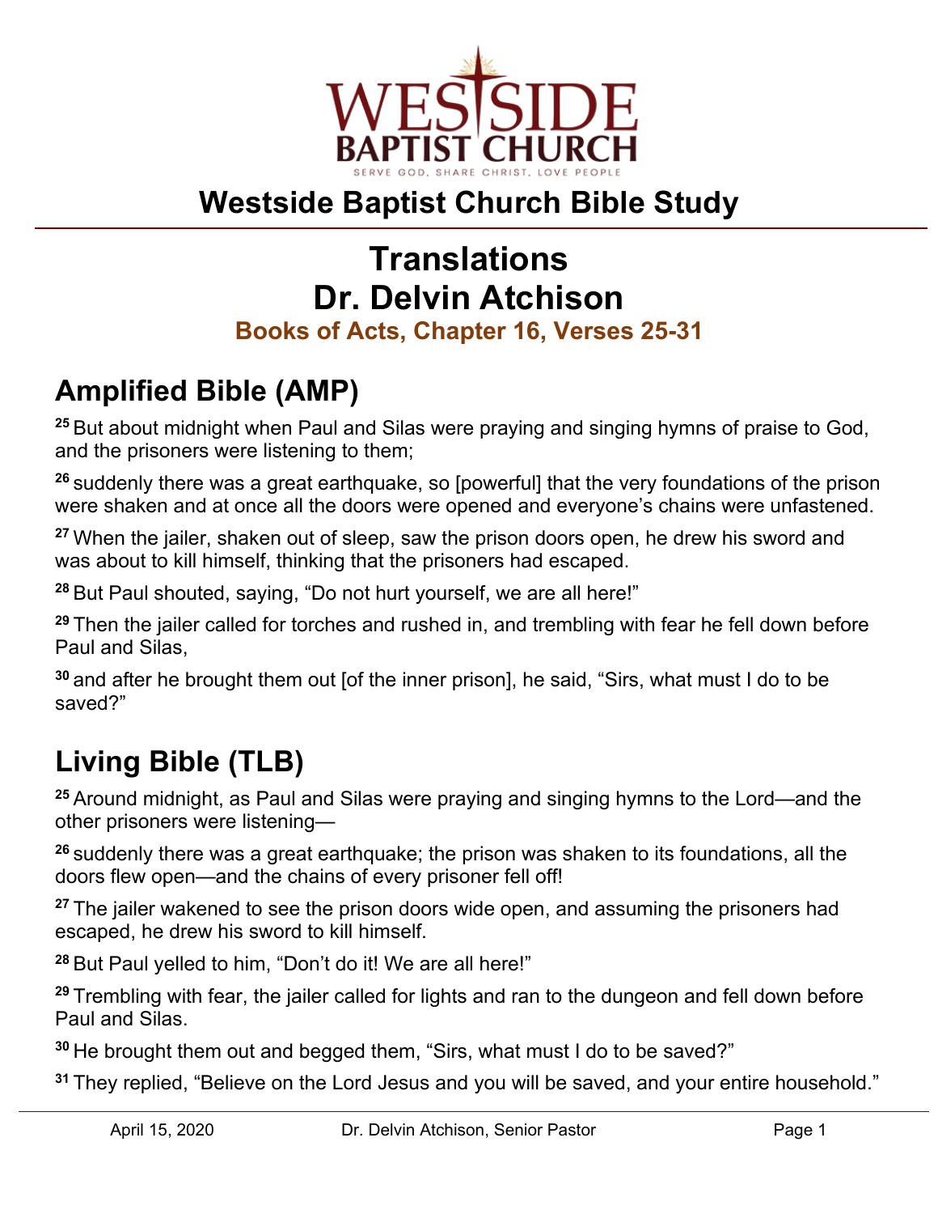WESTSIDE BAPTIST CHURCH

SERVE GOD. SHARE CHRIST. LOVE PEOPLE

# Westside Baptist Church Bible Study

# Translations
# Dr. Delvin Atchison

### Books of Acts, Chapter 16, Verses 25-31

## Amplified Bible (AMP)

25 But about midnight when Paul and Silas were praying and singing hymns of praise to God, and the prisoners were listening to them;

26 suddenly there was a great earthquake, so [powerful] that the very foundations of the prison were shaken and at once all the doors were opened and everyone's chains were unfastened.

27 When the jailer, shaken out of sleep, saw the prison doors open, he drew his sword and was about to kill himself, thinking that the prisoners had escaped.

28 But Paul shouted, saying, "Do not hurt yourself, we are all here!"

29 Then the jailer called for torches and rushed in, and trembling with fear he fell down before Paul and Silas,

30 and after he brought them out [of the inner prison], he said, "Sirs, what must I do to be saved?"

## Living Bible (TLB)

25 Around midnight, as Paul and Silas were praying and singing hymns to the Lord—and the other prisoners were listening—

26 suddenly there was a great earthquake; the prison was shaken to its foundations, all the doors flew open—and the chains of every prisoner fell off!

27 The jailer wakened to see the prison doors wide open, and assuming the prisoners had escaped, he drew his sword to kill himself.

28 But Paul yelled to him, "Don't do it! We are all here!"

29 Trembling with fear, the jailer called for lights and ran to the dungeon and fell down before Paul and Silas.

30 He brought them out and begged them, "Sirs, what must I do to be saved?"

31 They replied, "Believe on the Lord Jesus and you will be saved, and your entire household."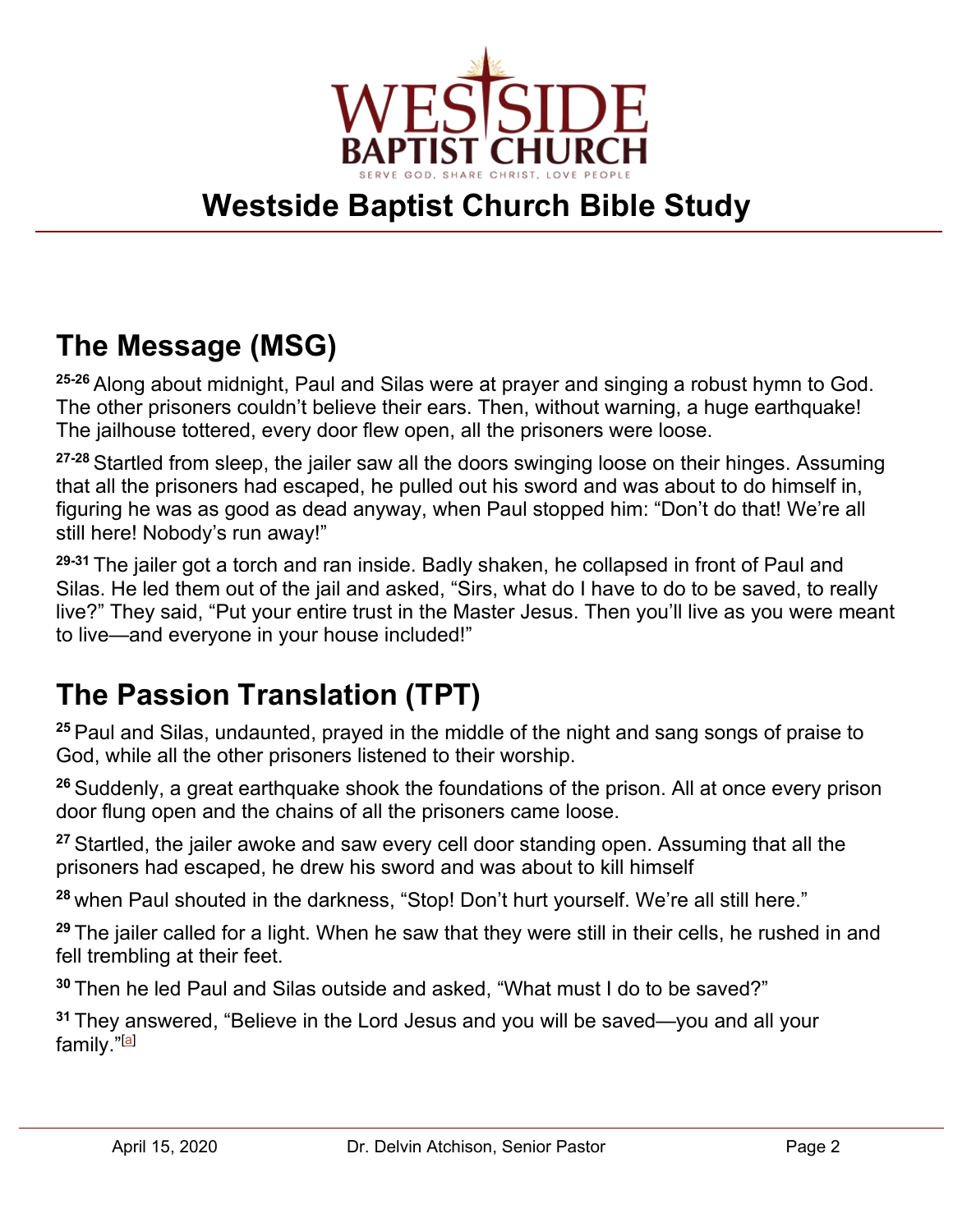# Westside Baptist Church Bible Study

## The Message (MSG)

[25-26] Along about midnight, Paul and Silas were at prayer and singing a robust hymn to God. The other prisoners couldn't believe their ears. Then, without warning, a huge earthquake! The jailhouse tottered, every door flew open, all the prisoners were loose.

[27-28] Startled from sleep, the jailer saw all the doors swinging loose on their hinges. Assuming that all the prisoners had escaped, he pulled out his sword and was about to do himself in, figuring he was as good as dead anyway, when Paul stopped him: "Don't do that! We're all still here! Nobody's run away!"

[29-31] The jailer got a torch and ran inside. Badly shaken, he collapsed in front of Paul and Silas. He led them out of the jail and asked, "Sirs, what do I have to do to be saved, to really live?" They said, "Put your entire trust in the Master Jesus. Then you'll live as you were meant to live—and everyone in your house included!"

## The Passion Translation (TPT)

[25] Paul and Silas, undaunted, prayed in the middle of the night and sang songs of praise to God, while all the other prisoners listened to their worship.

[26] Suddenly, a great earthquake shook the foundations of the prison. All at once every prison door flung open and the chains of all the prisoners came loose.

[27] Startled, the jailer awoke and saw every cell door standing open. Assuming that all the prisoners had escaped, he drew his sword and was about to kill himself

[28] when Paul shouted in the darkness, "Stop! Don't hurt yourself. We're all still here."

[29] The jailer called for a light. When he saw that they were still in their cells, he rushed in and fell trembling at their feet.

[30] Then he led Paul and Silas outside and asked, "What must I do to be saved?"

[31] They answered, "Believe in the Lord Jesus and you will be saved—you and all your family."[a]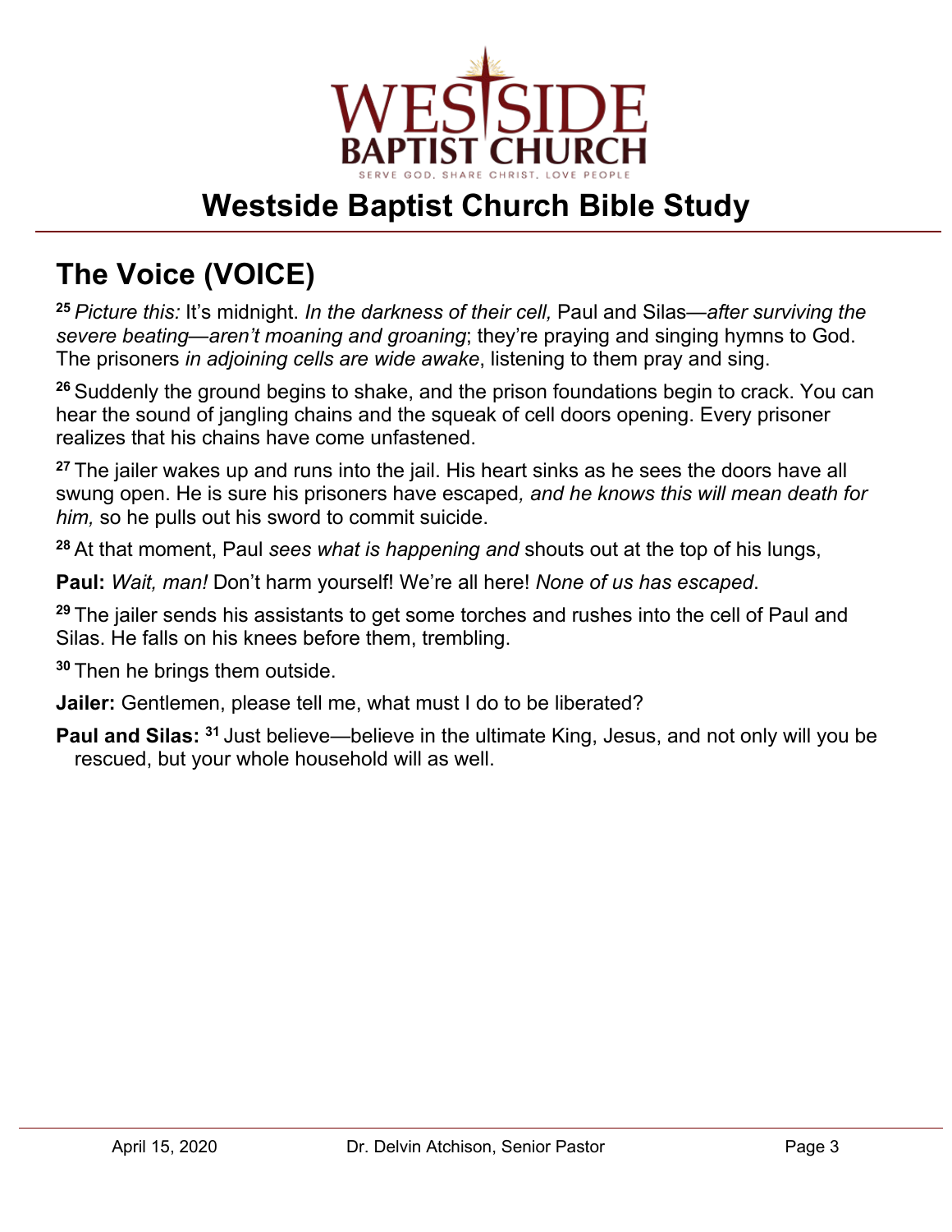# Westside Baptist Church Bible Study

## The Voice (VOICE)

[25] *Picture this:* It's midnight. *In the darkness of their cell,* Paul and Silas—*after surviving the severe beating—aren't moaning and groaning*; they're praying and singing hymns to God. The prisoners *in adjoining cells are wide awake*, listening to them pray and sing.

[26] Suddenly the ground begins to shake, and the prison foundations begin to crack. You can hear the sound of jangling chains and the squeak of cell doors opening. Every prisoner realizes that his chains have come unfastened.

[27] The jailer wakes up and runs into the jail. His heart sinks as he sees the doors have all swung open. He is sure his prisoners have escaped*, and he knows this will mean death for him,* so he pulls out his sword to commit suicide.

[28] At that moment, Paul *sees what is happening and* shouts out at the top of his lungs,

**Paul:** *Wait, man!* Don't harm yourself! We're all here! *None of us has escaped*.

[29] The jailer sends his assistants to get some torches and rushes into the cell of Paul and Silas. He falls on his knees before them, trembling.

[30] Then he brings them outside.

**Jailer:** Gentlemen, please tell me, what must I do to be liberated?

**Paul and Silas:** [31] Just believe—believe in the ultimate King, Jesus, and not only will you be rescued, but your whole household will as well.